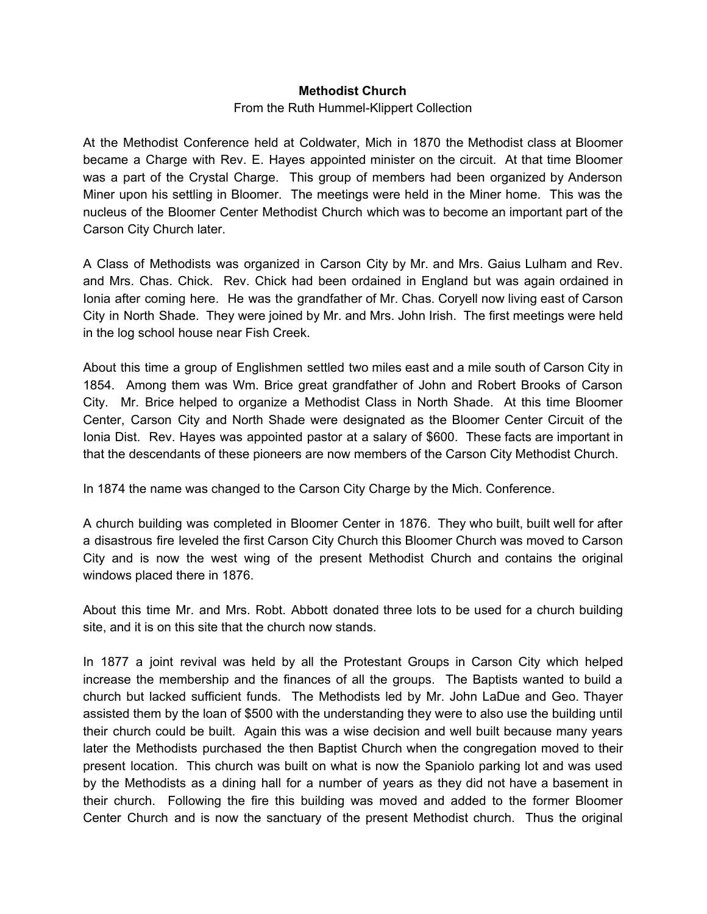# Methodist Church

From the Ruth Hummel-Klippert Collection

At the Methodist Conference held at Coldwater, Mich in 1870 the Methodist class at Bloomer became a Charge with Rev. E. Hayes appointed minister on the circuit. At that time Bloomer was a part of the Crystal Charge. This group of members had been organized by Anderson Miner upon his settling in Bloomer. The meetings were held in the Miner home. This was the nucleus of the Bloomer Center Methodist Church which was to become an important part of the Carson City Church later.

A Class of Methodists was organized in Carson City by Mr. and Mrs. Gaius Lulham and Rev. and Mrs. Chas. Chick. Rev. Chick had been ordained in England but was again ordained in Ionia after coming here. He was the grandfather of Mr. Chas. Coryell now living east of Carson City in North Shade. They were joined by Mr. and Mrs. John Irish. The first meetings were held in the log school house near Fish Creek.

About this time a group of Englishmen settled two miles east and a mile south of Carson City in 1854. Among them was Wm. Brice great grandfather of John and Robert Brooks of Carson City. Mr. Brice helped to organize a Methodist Class in North Shade. At this time Bloomer Center, Carson City and North Shade were designated as the Bloomer Center Circuit of the Ionia Dist. Rev. Hayes was appointed pastor at a salary of $600. These facts are important in that the descendants of these pioneers are now members of the Carson City Methodist Church.

In 1874 the name was changed to the Carson City Charge by the Mich. Conference.

A church building was completed in Bloomer Center in 1876. They who built, built well for after a disastrous fire leveled the first Carson City Church this Bloomer Church was moved to Carson City and is now the west wing of the present Methodist Church and contains the original windows placed there in 1876.

About this time Mr. and Mrs. Robt. Abbott donated three lots to be used for a church building site, and it is on this site that the church now stands.

In 1877 a joint revival was held by all the Protestant Groups in Carson City which helped increase the membership and the finances of all the groups. The Baptists wanted to build a church but lacked sufficient funds. The Methodists led by Mr. John LaDue and Geo. Thayer assisted them by the loan of $500 with the understanding they were to also use the building until their church could be built. Again this was a wise decision and well built because many years later the Methodists purchased the then Baptist Church when the congregation moved to their present location. This church was built on what is now the Spaniolo parking lot and was used by the Methodists as a dining hall for a number of years as they did not have a basement in their church. Following the fire this building was moved and added to the former Bloomer Center Church and is now the sanctuary of the present Methodist church. Thus the original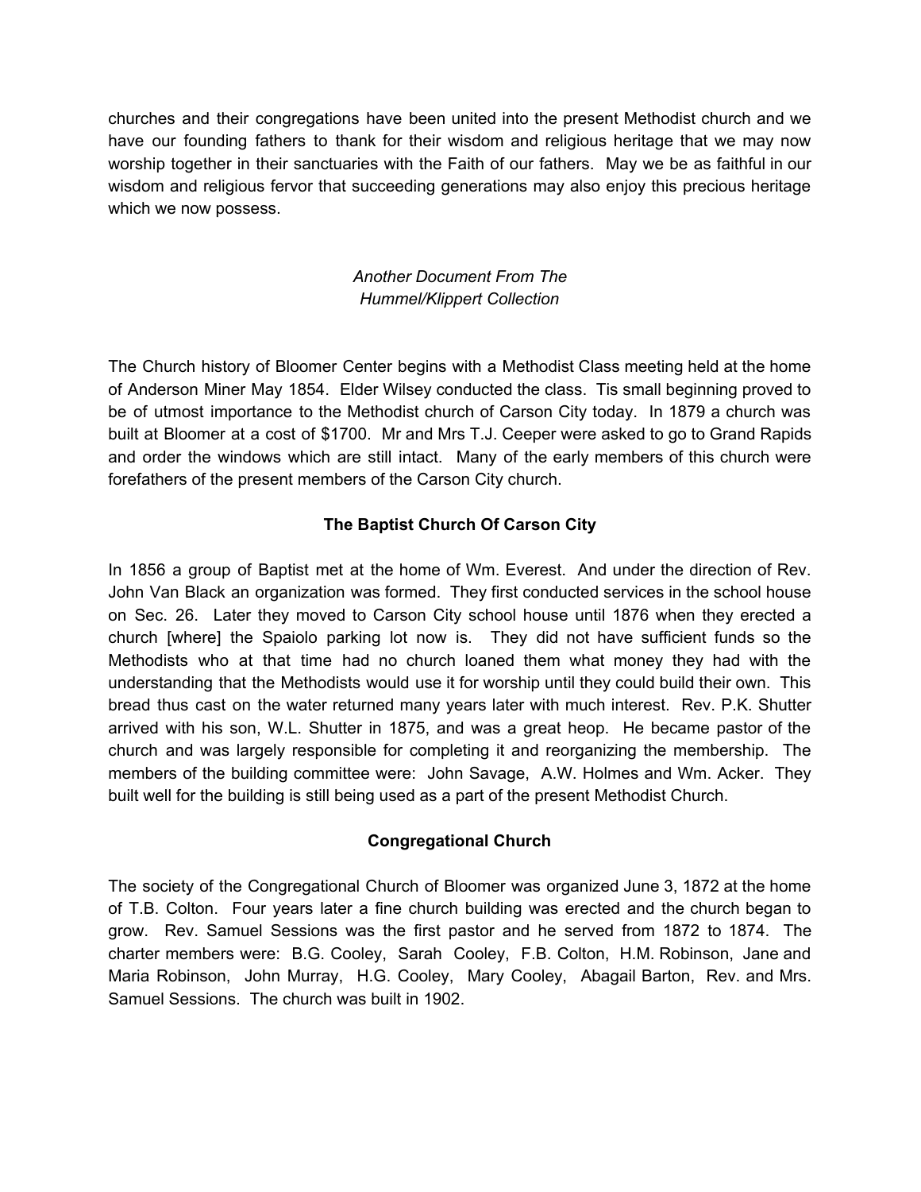churches and their congregations have been united into the present Methodist church and we have our founding fathers to thank for their wisdom and religious heritage that we may now worship together in their sanctuaries with the Faith of our fathers. May we be as faithful in our wisdom and religious fervor that succeeding generations may also enjoy this precious heritage which we now possess.

*Another Document From The Hummel/Klippert Collection*

The Church history of Bloomer Center begins with a Methodist Class meeting held at the home of Anderson Miner May 1854. Elder Wilsey conducted the class. Tis small beginning proved to be of utmost importance to the Methodist church of Carson City today. In 1879 a church was built at Bloomer at a cost of $1700. Mr and Mrs T.J. Ceeper were asked to go to Grand Rapids and order the windows which are still intact. Many of the early members of this church were forefathers of the present members of the Carson City church.

## The Baptist Church Of Carson City

In 1856 a group of Baptist met at the home of Wm. Everest. And under the direction of Rev. John Van Black an organization was formed. They first conducted services in the school house on Sec. 26. Later they moved to Carson City school house until 1876 when they erected a church [where] the Spaiolo parking lot now is. They did not have sufficient funds so the Methodists who at that time had no church loaned them what money they had with the understanding that the Methodists would use it for worship until they could build their own. This bread thus cast on the water returned many years later with much interest. Rev. P.K. Shutter arrived with his son, W.L. Shutter in 1875, and was a great heop. He became pastor of the church and was largely responsible for completing it and reorganizing the membership. The members of the building committee were: John Savage, A.W. Holmes and Wm. Acker. They built well for the building is still being used as a part of the present Methodist Church.

## Congregational Church

The society of the Congregational Church of Bloomer was organized June 3, 1872 at the home of T.B. Colton. Four years later a fine church building was erected and the church began to grow. Rev. Samuel Sessions was the first pastor and he served from 1872 to 1874. The charter members were: B.G. Cooley, Sarah Cooley, F.B. Colton, H.M. Robinson, Jane and Maria Robinson, John Murray, H.G. Cooley, Mary Cooley, Abagail Barton, Rev. and Mrs. Samuel Sessions. The church was built in 1902.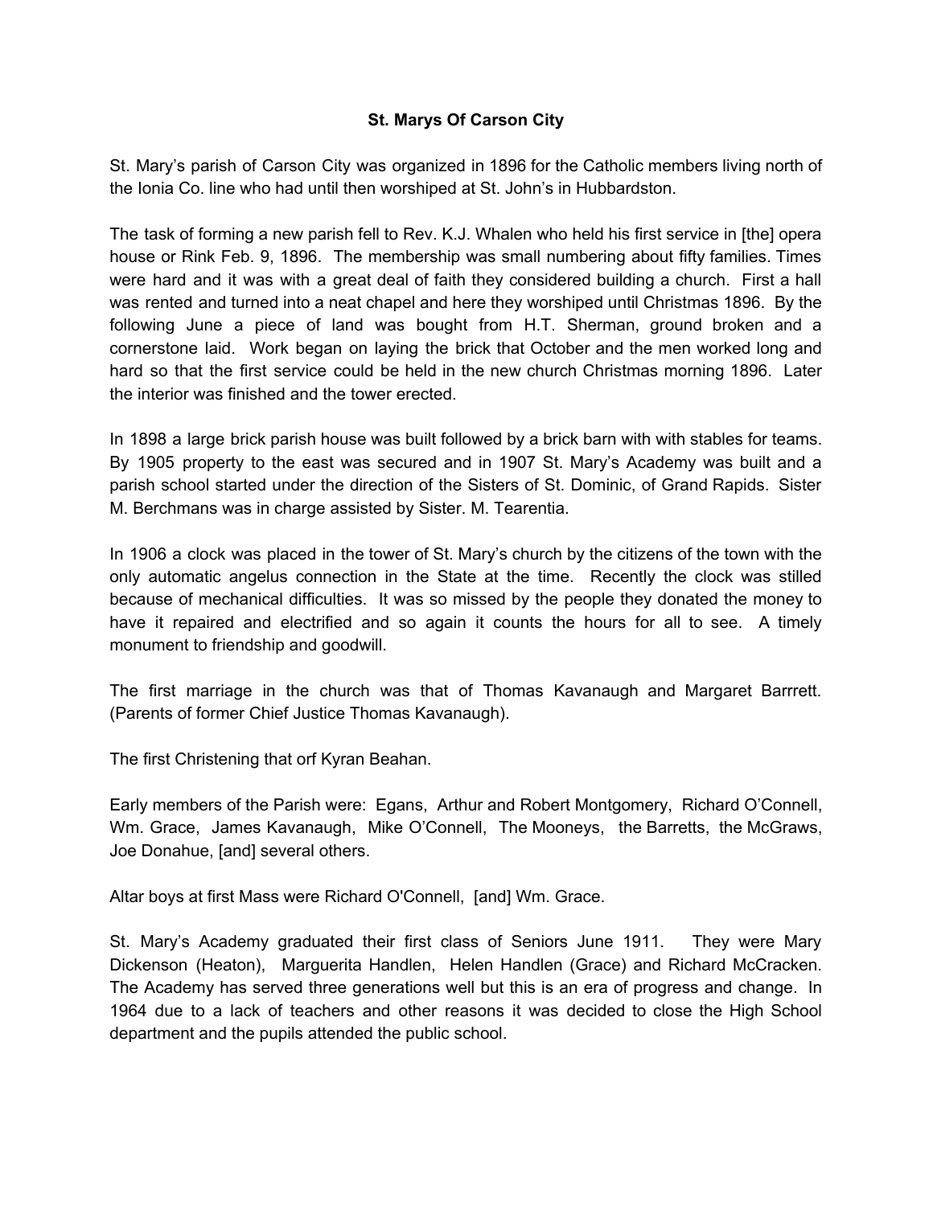**St. Marys Of Carson City**

St. Mary's parish of Carson City was organized in 1896 for the Catholic members living north of the Ionia Co. line who had until then worshiped at St. John's in Hubbardston.

The task of forming a new parish fell to Rev. K.J. Whalen who held his first service in [the] opera house or Rink Feb. 9, 1896. The membership was small numbering about fifty families. Times were hard and it was with a great deal of faith they considered building a church. First a hall was rented and turned into a neat chapel and here they worshiped until Christmas 1896. By the following June a piece of land was bought from H.T. Sherman, ground broken and a cornerstone laid. Work began on laying the brick that October and the men worked long and hard so that the first service could be held in the new church Christmas morning 1896. Later the interior was finished and the tower erected.

In 1898 a large brick parish house was built followed by a brick barn with with stables for teams. By 1905 property to the east was secured and in 1907 St. Mary's Academy was built and a parish school started under the direction of the Sisters of St. Dominic, of Grand Rapids. Sister M. Berchmans was in charge assisted by Sister. M. Tearentia.

In 1906 a clock was placed in the tower of St. Mary's church by the citizens of the town with the only automatic angelus connection in the State at the time. Recently the clock was stilled because of mechanical difficulties. It was so missed by the people they donated the money to have it repaired and electrified and so again it counts the hours for all to see. A timely monument to friendship and goodwill.

The first marriage in the church was that of Thomas Kavanaugh and Margaret Barrrett. (Parents of former Chief Justice Thomas Kavanaugh).

The first Christening that orf Kyran Beahan.

Early members of the Parish were: Egans, Arthur and Robert Montgomery, Richard O'Connell, Wm. Grace, James Kavanaugh, Mike O'Connell, The Mooneys, the Barretts, the McGraws, Joe Donahue, [and] several others.

Altar boys at first Mass were Richard O'Connell, [and] Wm. Grace.

St. Mary's Academy graduated their first class of Seniors June 1911. They were Mary Dickenson (Heaton), Marguerita Handlen, Helen Handlen (Grace) and Richard McCracken. The Academy has served three generations well but this is an era of progress and change. In 1964 due to a lack of teachers and other reasons it was decided to close the High School department and the pupils attended the public school.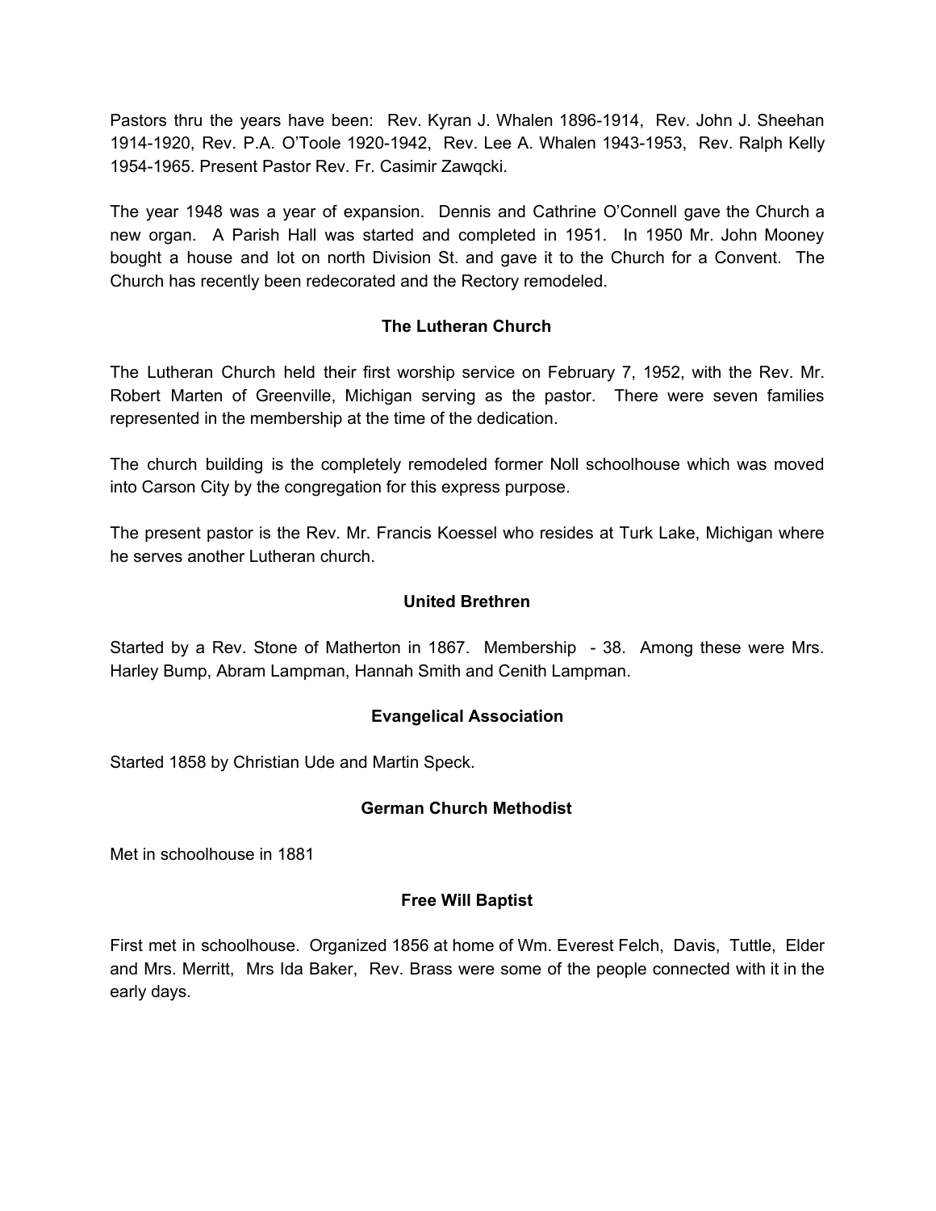Pastors thru the years have been: Rev. Kyran J. Whalen 1896-1914, Rev. John J. Sheehan 1914-1920, Rev. P.A. O'Toole 1920-1942, Rev. Lee A. Whalen 1943-1953, Rev. Ralph Kelly 1954-1965. Present Pastor Rev. Fr. Casimir Zawqcki.

The year 1948 was a year of expansion. Dennis and Cathrine O'Connell gave the Church a new organ. A Parish Hall was started and completed in 1951. In 1950 Mr. John Mooney bought a house and lot on north Division St. and gave it to the Church for a Convent. The Church has recently been redecorated and the Rectory remodeled.

### The Lutheran Church

The Lutheran Church held their first worship service on February 7, 1952, with the Rev. Mr. Robert Marten of Greenville, Michigan serving as the pastor. There were seven families represented in the membership at the time of the dedication.

The church building is the completely remodeled former Noll schoolhouse which was moved into Carson City by the congregation for this express purpose.

The present pastor is the Rev. Mr. Francis Koessel who resides at Turk Lake, Michigan where he serves another Lutheran church.

### United Brethren

Started by a Rev. Stone of Matherton in 1867. Membership - 38. Among these were Mrs. Harley Bump, Abram Lampman, Hannah Smith and Cenith Lampman.

### Evangelical Association

Started 1858 by Christian Ude and Martin Speck.

### German Church Methodist

Met in schoolhouse in 1881

### Free Will Baptist

First met in schoolhouse. Organized 1856 at home of Wm. Everest Felch, Davis, Tuttle, Elder and Mrs. Merritt, Mrs Ida Baker, Rev. Brass were some of the people connected with it in the early days.